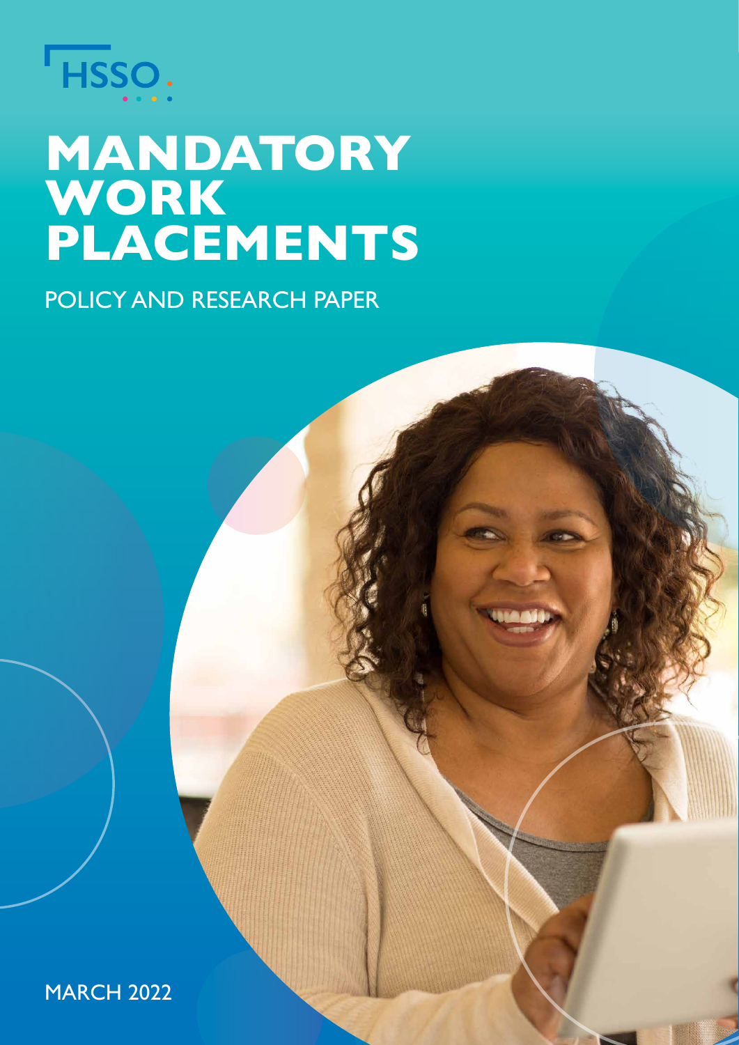HSSO

# MANDATORY WORK PLACEMENTS

POLICY AND RESEARCH PAPER

MARCH 2022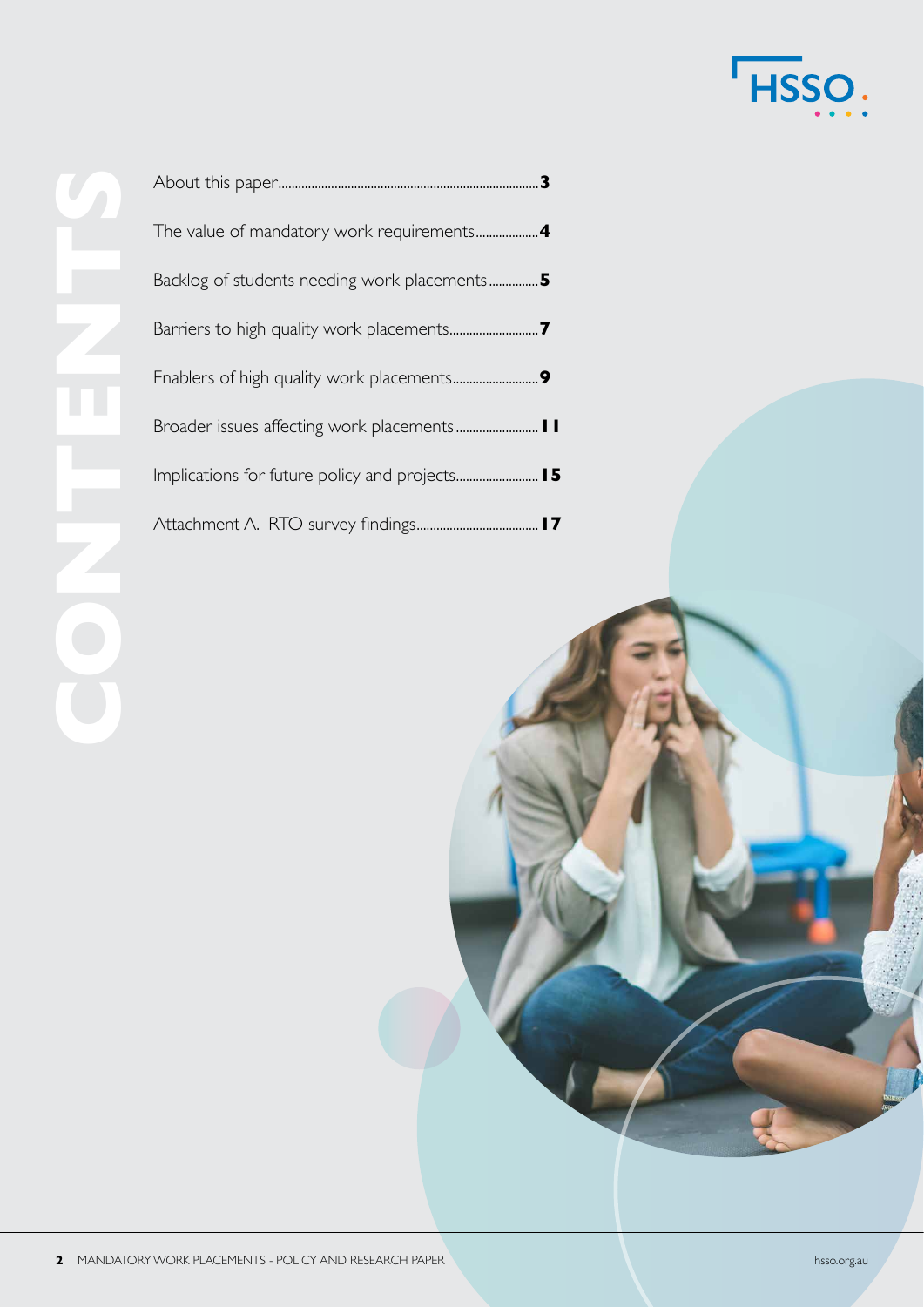# CONTENTS

About this paper .......... 3

The value of mandatory work requirements .......... 4

Backlog of students needing work placements .......... 5

Barriers to high quality work placements .......... 7

Enablers of high quality work placements .......... 9

Broader issues affecting work placements .......... 11

Implications for future policy and projects .......... 15

Attachment A. RTO survey findings .......... 17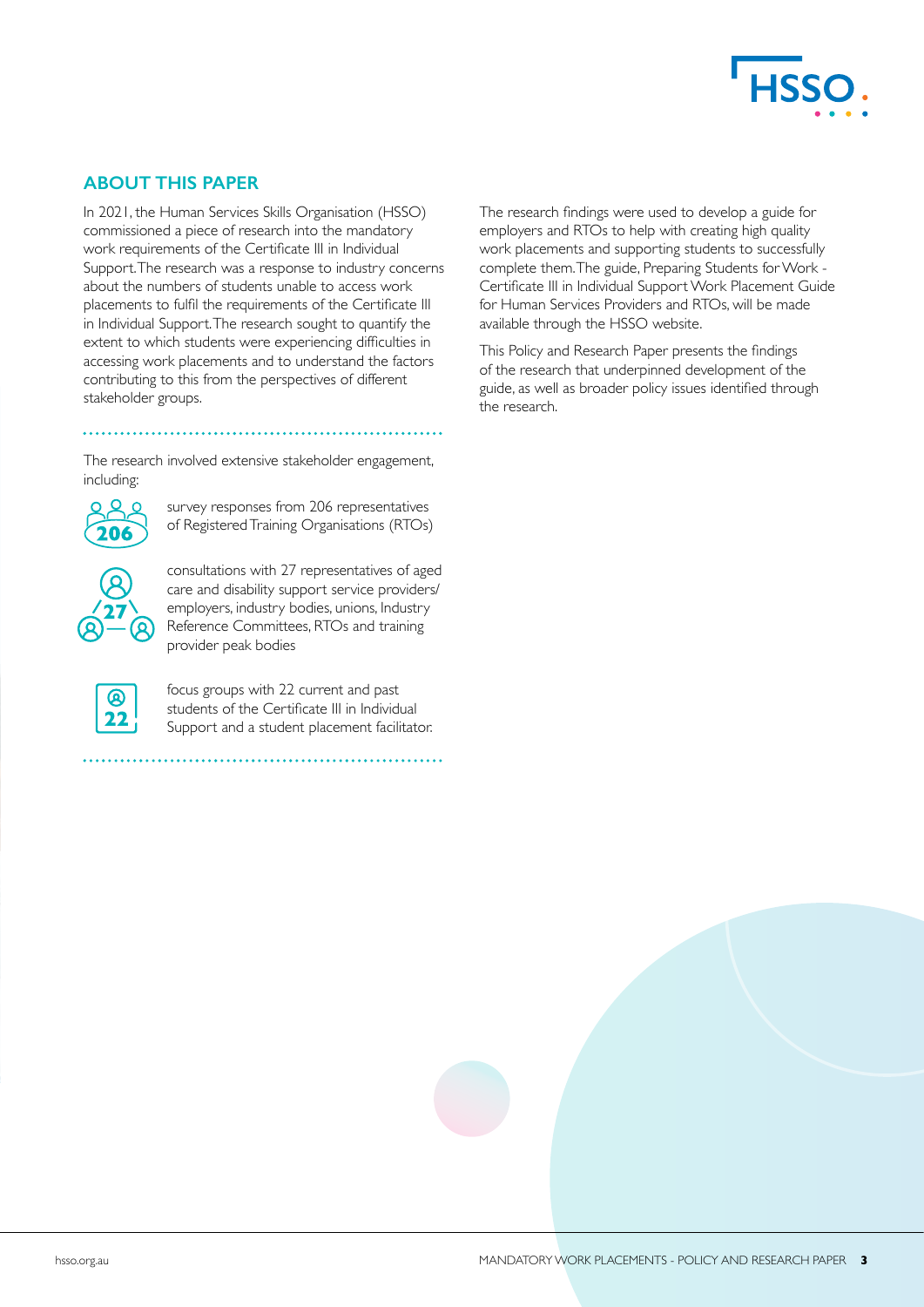## ABOUT THIS PAPER

In 2021, the Human Services Skills Organisation (HSSO) commissioned a piece of research into the mandatory work requirements of the Certificate III in Individual Support. The research was a response to industry concerns about the numbers of students unable to access work placements to fulfil the requirements of the Certificate III in Individual Support. The research sought to quantify the extent to which students were experiencing difficulties in accessing work placements and to understand the factors contributing to this from the perspectives of different stakeholder groups.

The research involved extensive stakeholder engagement, including:

- **206** survey responses from 206 representatives of Registered Training Organisations (RTOs)
- **27** consultations with 27 representatives of aged care and disability support service providers/ employers, industry bodies, unions, Industry Reference Committees, RTOs and training provider peak bodies
- **22** focus groups with 22 current and past students of the Certificate III in Individual Support and a student placement facilitator.

The research findings were used to develop a guide for employers and RTOs to help with creating high quality work placements and supporting students to successfully complete them. The guide, Preparing Students for Work - Certificate III in Individual Support Work Placement Guide for Human Services Providers and RTOs, will be made available through the HSSO website.

This Policy and Research Paper presents the findings of the research that underpinned development of the guide, as well as broader policy issues identified through the research.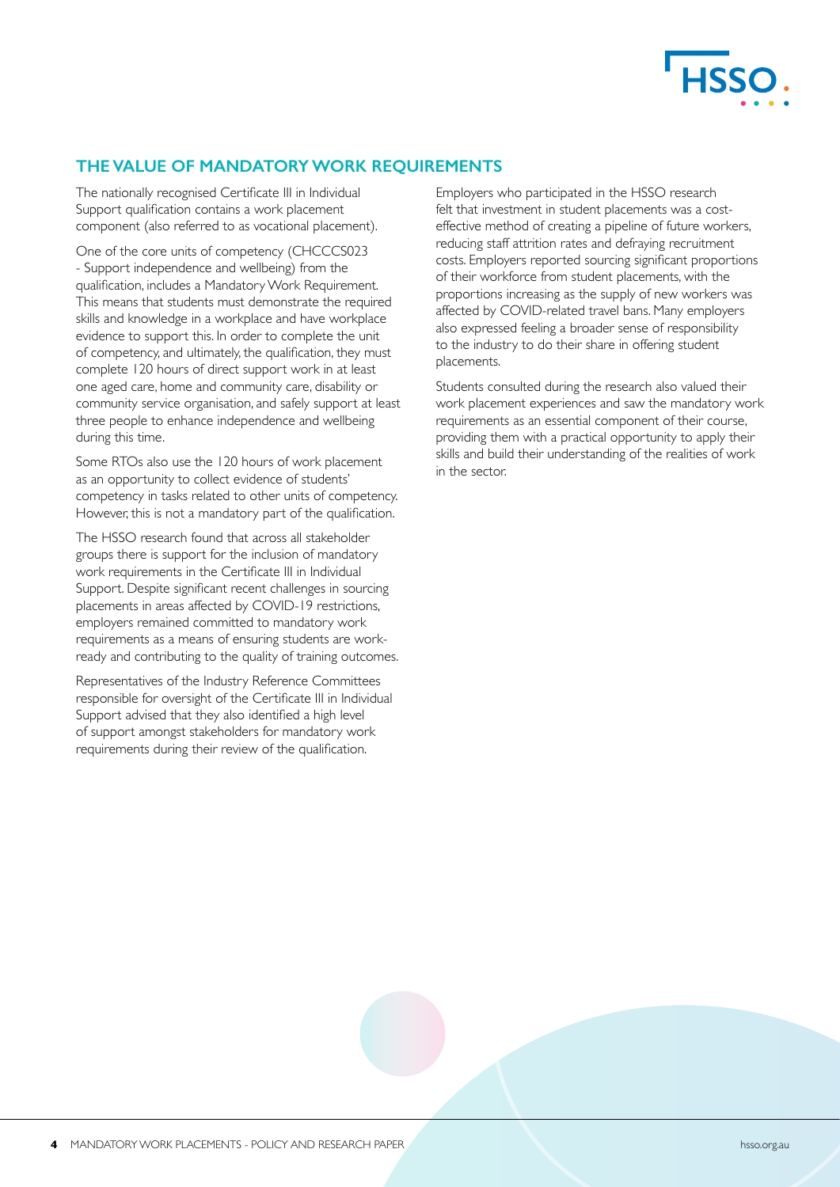## THE VALUE OF MANDATORY WORK REQUIREMENTS

The nationally recognised Certificate III in Individual Support qualification contains a work placement component (also referred to as vocational placement).

One of the core units of competency (CHCCCS023 - Support independence and wellbeing) from the qualification, includes a Mandatory Work Requirement. This means that students must demonstrate the required skills and knowledge in a workplace and have workplace evidence to support this. In order to complete the unit of competency, and ultimately, the qualification, they must complete 120 hours of direct support work in at least one aged care, home and community care, disability or community service organisation, and safely support at least three people to enhance independence and wellbeing during this time.

Some RTOs also use the 120 hours of work placement as an opportunity to collect evidence of students' competency in tasks related to other units of competency. However, this is not a mandatory part of the qualification.

The HSSO research found that across all stakeholder groups there is support for the inclusion of mandatory work requirements in the Certificate III in Individual Support. Despite significant recent challenges in sourcing placements in areas affected by COVID-19 restrictions, employers remained committed to mandatory work requirements as a means of ensuring students are work-ready and contributing to the quality of training outcomes.

Representatives of the Industry Reference Committees responsible for oversight of the Certificate III in Individual Support advised that they also identified a high level of support amongst stakeholders for mandatory work requirements during their review of the qualification.

Employers who participated in the HSSO research felt that investment in student placements was a cost-effective method of creating a pipeline of future workers, reducing staff attrition rates and defraying recruitment costs. Employers reported sourcing significant proportions of their workforce from student placements, with the proportions increasing as the supply of new workers was affected by COVID-related travel bans. Many employers also expressed feeling a broader sense of responsibility to the industry to do their share in offering student placements.

Students consulted during the research also valued their work placement experiences and saw the mandatory work requirements as an essential component of their course, providing them with a practical opportunity to apply their skills and build their understanding of the realities of work in the sector.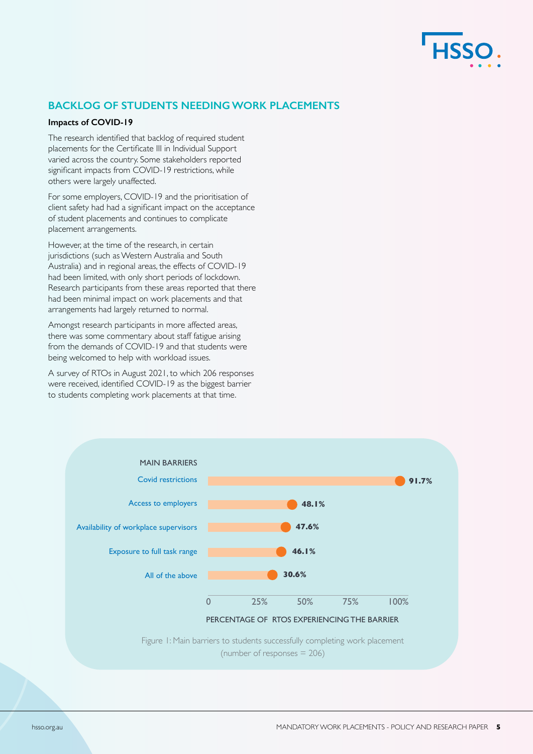## BACKLOG OF STUDENTS NEEDING WORK PLACEMENTS

### Impacts of COVID-19

The research identified that backlog of required student placements for the Certificate III in Individual Support varied across the country. Some stakeholders reported significant impacts from COVID-19 restrictions, while others were largely unaffected.

For some employers, COVID-19 and the prioritisation of client safety had had a significant impact on the acceptance of student placements and continues to complicate placement arrangements.

However, at the time of the research, in certain jurisdictions (such as Western Australia and South Australia) and in regional areas, the effects of COVID-19 had been limited, with only short periods of lockdown. Research participants from these areas reported that there had been minimal impact on work placements and that arrangements had largely returned to normal.

Amongst research participants in more affected areas, there was some commentary about staff fatigue arising from the demands of COVID-19 and that students were being welcomed to help with workload issues.

A survey of RTOs in August 2021, to which 206 responses were received, identified COVID-19 as the biggest barrier to students completing work placements at that time.

| MAIN BARRIERS | PERCENTAGE OF RTOS EXPERIENCING THE BARRIER |
| --- | --- |
| Covid restrictions | 91.7% |
| Access to employers | 48.1% |
| Availability of workplace supervisors | 47.6% |
| Exposure to full task range | 46.1% |
| All of the above | 30.6% |

Figure 1: Main barriers to students successfully completing work placement (number of responses = 206)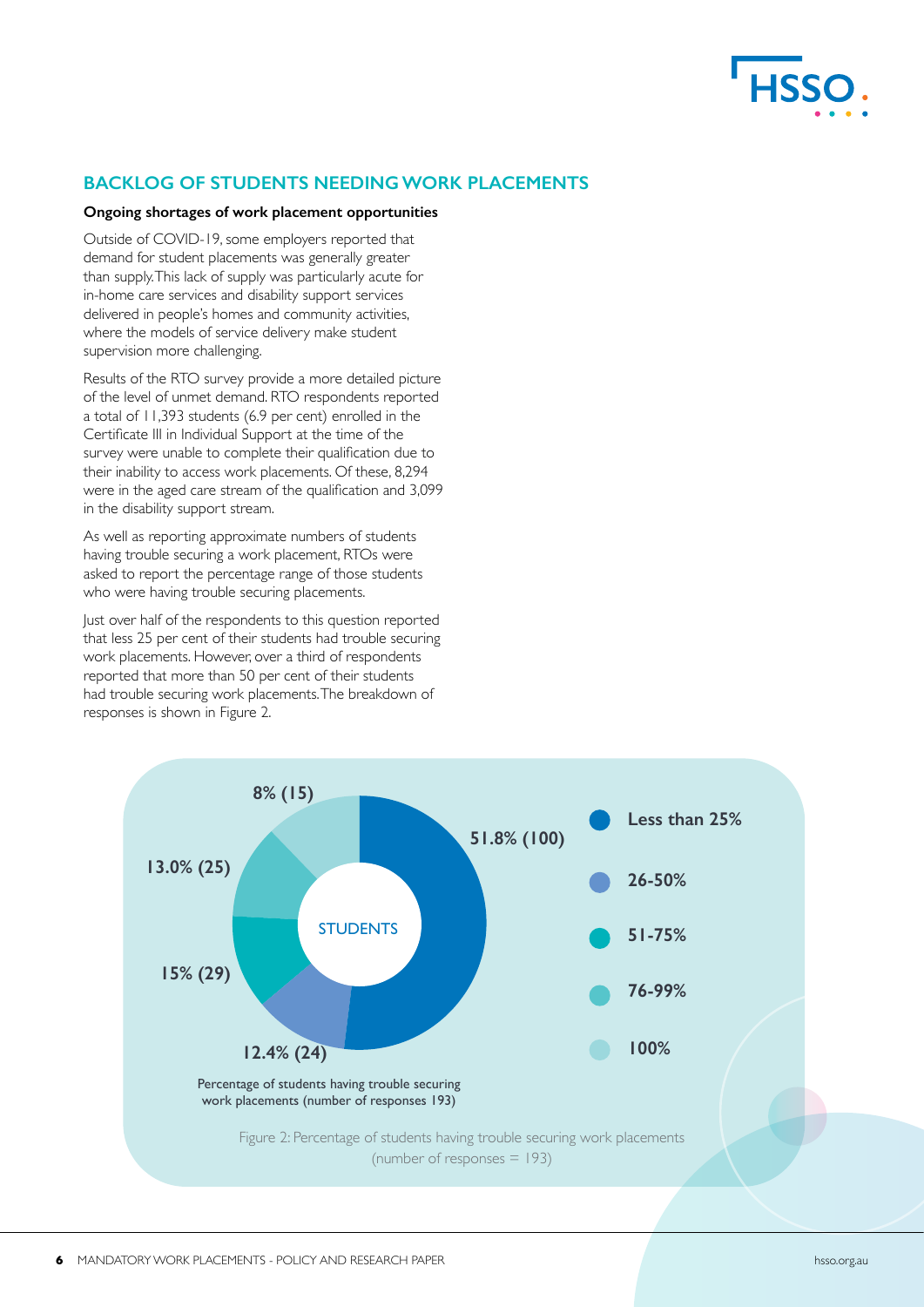## BACKLOG OF STUDENTS NEEDING WORK PLACEMENTS

**Ongoing shortages of work placement opportunities**

Outside of COVID-19, some employers reported that demand for student placements was generally greater than supply. This lack of supply was particularly acute for in-home care services and disability support services delivered in people's homes and community activities, where the models of service delivery make student supervision more challenging.

Results of the RTO survey provide a more detailed picture of the level of unmet demand. RTO respondents reported a total of 11,393 students (6.9 per cent) enrolled in the Certificate III in Individual Support at the time of the survey were unable to complete their qualification due to their inability to access work placements. Of these, 8,294 were in the aged care stream of the qualification and 3,099 in the disability support stream.

As well as reporting approximate numbers of students having trouble securing a work placement, RTOs were asked to report the percentage range of those students who were having trouble securing placements.

Just over half of the respondents to this question reported that less 25 per cent of their students had trouble securing work placements. However, over a third of respondents reported that more than 50 per cent of their students had trouble securing work placements. The breakdown of responses is shown in Figure 2.

| Percentage of students having trouble securing work placements | Share of responses (number) |
| --- | --- |
| Less than 25% | 51.8% (100) |
| 26-50% | 12.4% (24) |
| 51-75% | 15% (29) |
| 76-99% | 13.0% (25) |
| 100% | 8% (15) |

Percentage of students having trouble securing work placements (number of responses 193)

Figure 2: Percentage of students having trouble securing work placements (number of responses = 193)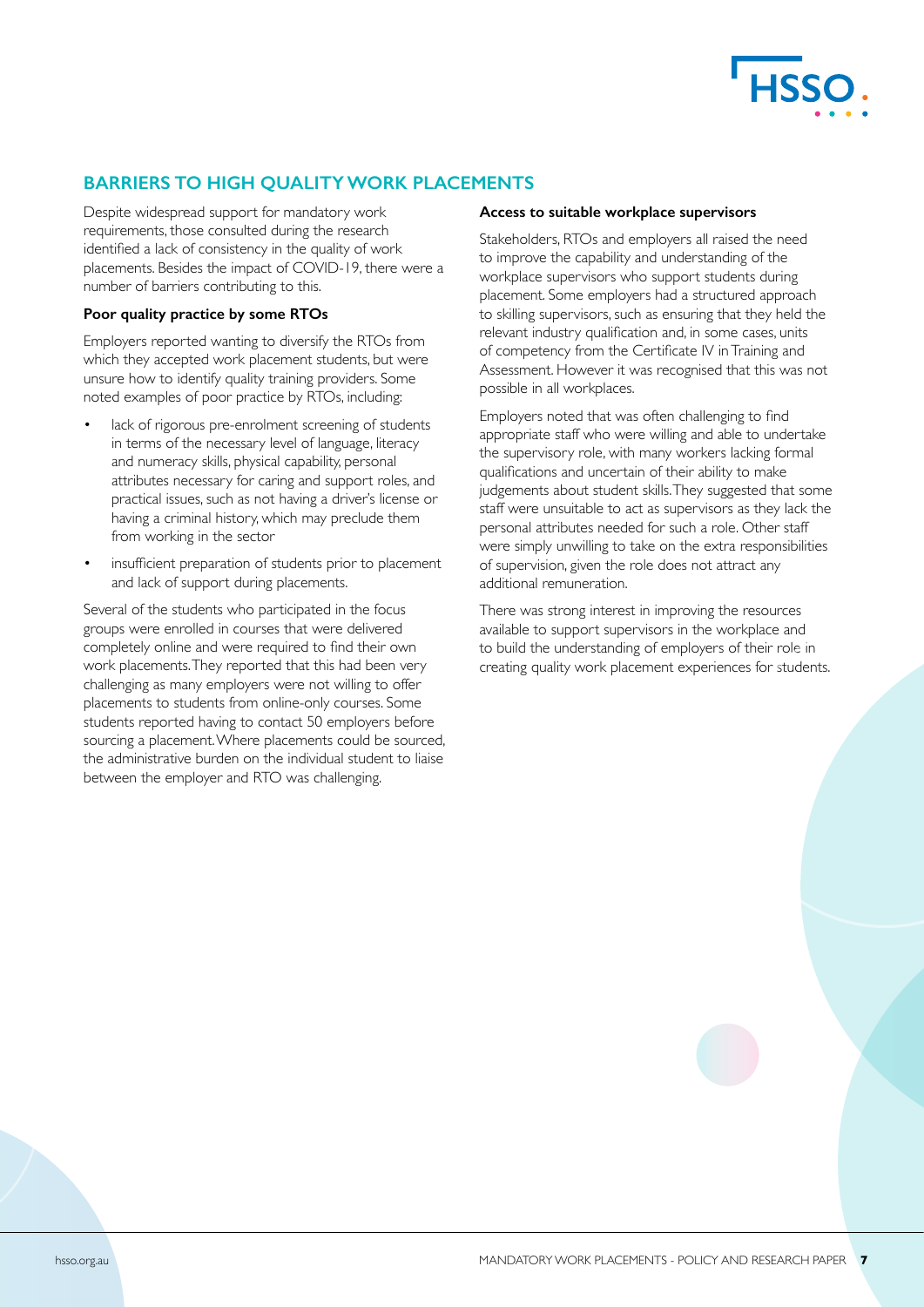## BARRIERS TO HIGH QUALITY WORK PLACEMENTS

Despite widespread support for mandatory work requirements, those consulted during the research identified a lack of consistency in the quality of work placements. Besides the impact of COVID-19, there were a number of barriers contributing to this.

### Poor quality practice by some RTOs

Employers reported wanting to diversify the RTOs from which they accepted work placement students, but were unsure how to identify quality training providers. Some noted examples of poor practice by RTOs, including:

- lack of rigorous pre-enrolment screening of students in terms of the necessary level of language, literacy and numeracy skills, physical capability, personal attributes necessary for caring and support roles, and practical issues, such as not having a driver's license or having a criminal history, which may preclude them from working in the sector
- insufficient preparation of students prior to placement and lack of support during placements.

Several of the students who participated in the focus groups were enrolled in courses that were delivered completely online and were required to find their own work placements. They reported that this had been very challenging as many employers were not willing to offer placements to students from online-only courses. Some students reported having to contact 50 employers before sourcing a placement. Where placements could be sourced, the administrative burden on the individual student to liaise between the employer and RTO was challenging.

### Access to suitable workplace supervisors

Stakeholders, RTOs and employers all raised the need to improve the capability and understanding of the workplace supervisors who support students during placement. Some employers had a structured approach to skilling supervisors, such as ensuring that they held the relevant industry qualification and, in some cases, units of competency from the Certificate IV in Training and Assessment. However it was recognised that this was not possible in all workplaces.

Employers noted that was often challenging to find appropriate staff who were willing and able to undertake the supervisory role, with many workers lacking formal qualifications and uncertain of their ability to make judgements about student skills. They suggested that some staff were unsuitable to act as supervisors as they lack the personal attributes needed for such a role. Other staff were simply unwilling to take on the extra responsibilities of supervision, given the role does not attract any additional remuneration.

There was strong interest in improving the resources available to support supervisors in the workplace and to build the understanding of employers of their role in creating quality work placement experiences for students.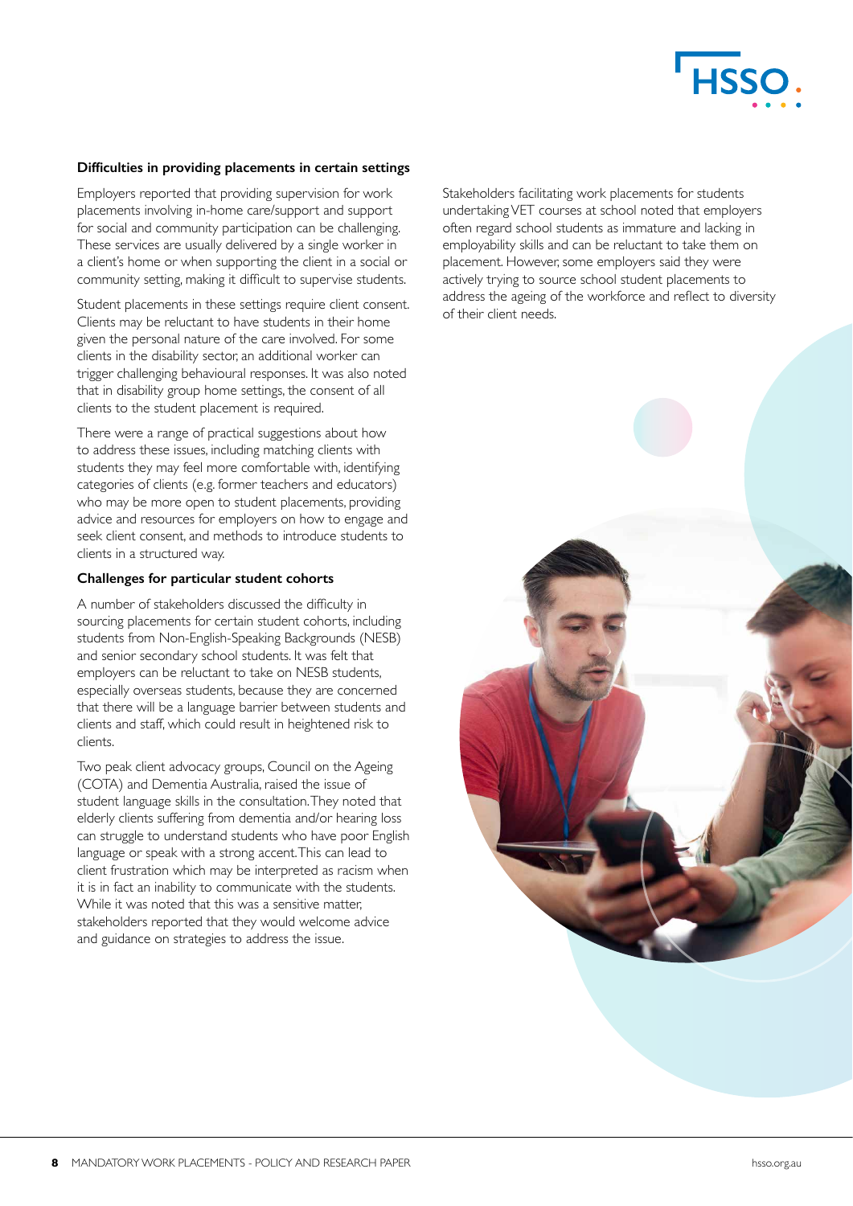### Difficulties in providing placements in certain settings

Employers reported that providing supervision for work placements involving in-home care/support and support for social and community participation can be challenging. These services are usually delivered by a single worker in a client's home or when supporting the client in a social or community setting, making it difficult to supervise students.

Student placements in these settings require client consent. Clients may be reluctant to have students in their home given the personal nature of the care involved. For some clients in the disability sector, an additional worker can trigger challenging behavioural responses. It was also noted that in disability group home settings, the consent of all clients to the student placement is required.

There were a range of practical suggestions about how to address these issues, including matching clients with students they may feel more comfortable with, identifying categories of clients (e.g. former teachers and educators) who may be more open to student placements, providing advice and resources for employers on how to engage and seek client consent, and methods to introduce students to clients in a structured way.

### Challenges for particular student cohorts

A number of stakeholders discussed the difficulty in sourcing placements for certain student cohorts, including students from Non-English-Speaking Backgrounds (NESB) and senior secondary school students. It was felt that employers can be reluctant to take on NESB students, especially overseas students, because they are concerned that there will be a language barrier between students and clients and staff, which could result in heightened risk to clients.

Two peak client advocacy groups, Council on the Ageing (COTA) and Dementia Australia, raised the issue of student language skills in the consultation. They noted that elderly clients suffering from dementia and/or hearing loss can struggle to understand students who have poor English language or speak with a strong accent. This can lead to client frustration which may be interpreted as racism when it is in fact an inability to communicate with the students. While it was noted that this was a sensitive matter, stakeholders reported that they would welcome advice and guidance on strategies to address the issue.

Stakeholders facilitating work placements for students undertaking VET courses at school noted that employers often regard school students as immature and lacking in employability skills and can be reluctant to take them on placement. However, some employers said they were actively trying to source school student placements to address the ageing of the workforce and reflect to diversity of their client needs.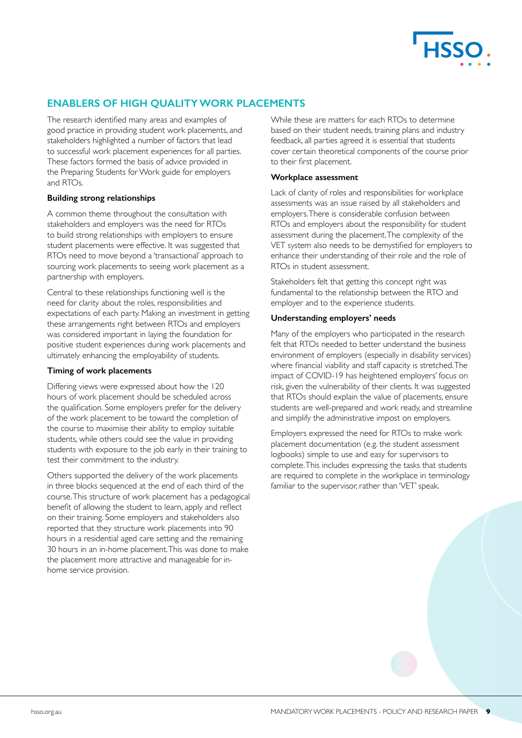## ENABLERS OF HIGH QUALITY WORK PLACEMENTS

The research identified many areas and examples of good practice in providing student work placements, and stakeholders highlighted a number of factors that lead to successful work placement experiences for all parties. These factors formed the basis of advice provided in the Preparing Students for Work guide for employers and RTOs.

### Building strong relationships

A common theme throughout the consultation with stakeholders and employers was the need for RTOs to build strong relationships with employers to ensure student placements were effective. It was suggested that RTOs need to move beyond a 'transactional' approach to sourcing work placements to seeing work placement as a partnership with employers.

Central to these relationships functioning well is the need for clarity about the roles, responsibilities and expectations of each party. Making an investment in getting these arrangements right between RTOs and employers was considered important in laying the foundation for positive student experiences during work placements and ultimately enhancing the employability of students.

### Timing of work placements

Differing views were expressed about how the 120 hours of work placement should be scheduled across the qualification. Some employers prefer for the delivery of the work placement to be toward the completion of the course to maximise their ability to employ suitable students, while others could see the value in providing students with exposure to the job early in their training to test their commitment to the industry.

Others supported the delivery of the work placements in three blocks sequenced at the end of each third of the course. This structure of work placement has a pedagogical benefit of allowing the student to learn, apply and reflect on their training. Some employers and stakeholders also reported that they structure work placements into 90 hours in a residential aged care setting and the remaining 30 hours in an in-home placement. This was done to make the placement more attractive and manageable for in-home service provision.

While these are matters for each RTOs to determine based on their student needs, training plans and industry feedback, all parties agreed it is essential that students cover certain theoretical components of the course prior to their first placement.

### Workplace assessment

Lack of clarity of roles and responsibilities for workplace assessments was an issue raised by all stakeholders and employers. There is considerable confusion between RTOs and employers about the responsibility for student assessment during the placement. The complexity of the VET system also needs to be demystified for employers to enhance their understanding of their role and the role of RTOs in student assessment.

Stakeholders felt that getting this concept right was fundamental to the relationship between the RTO and employer and to the experience students.

### Understanding employers' needs

Many of the employers who participated in the research felt that RTOs needed to better understand the business environment of employers (especially in disability services) where financial viability and staff capacity is stretched. The impact of COVID-19 has heightened employers' focus on risk, given the vulnerability of their clients. It was suggested that RTOs should explain the value of placements, ensure students are well-prepared and work ready, and streamline and simplify the administrative impost on employers.

Employers expressed the need for RTOs to make work placement documentation (e.g. the student assessment logbooks) simple to use and easy for supervisors to complete. This includes expressing the tasks that students are required to complete in the workplace in terminology familiar to the supervisor, rather than 'VET' speak.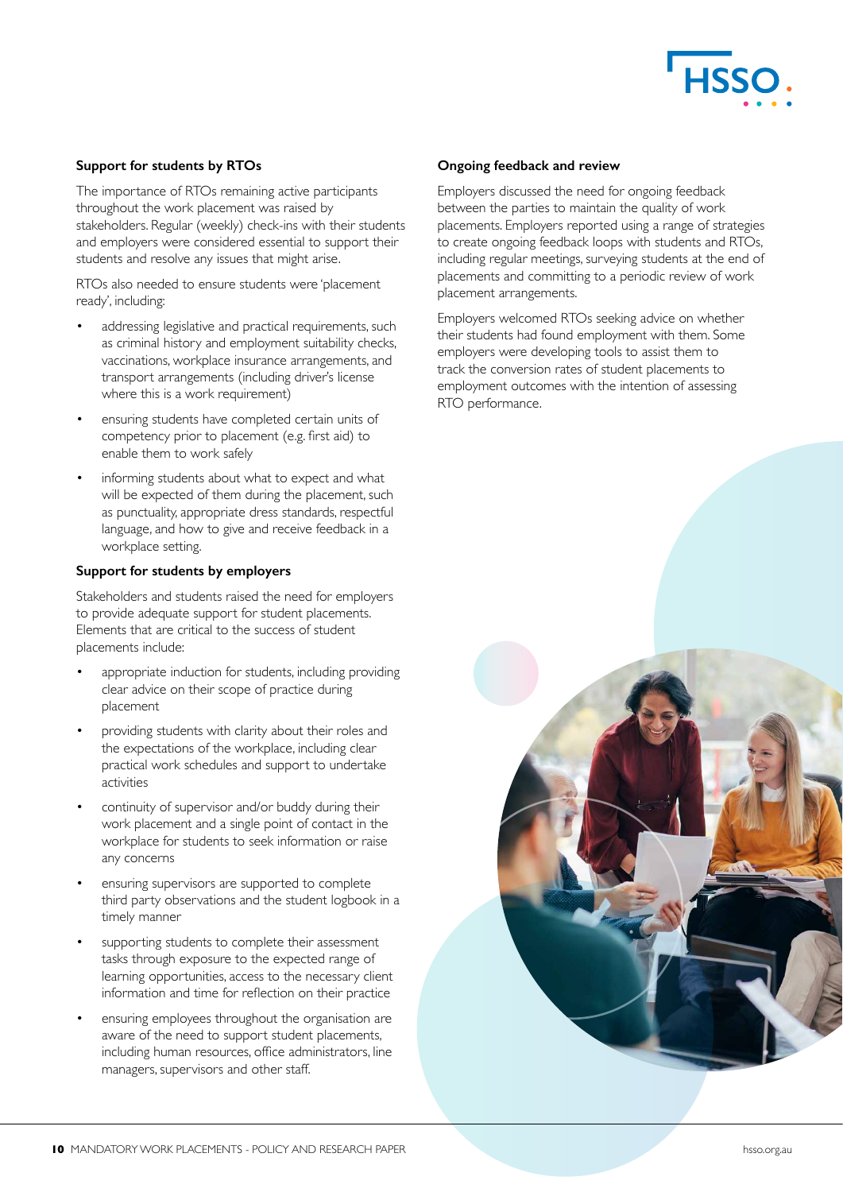#### Support for students by RTOs

The importance of RTOs remaining active participants throughout the work placement was raised by stakeholders. Regular (weekly) check-ins with their students and employers were considered essential to support their students and resolve any issues that might arise.

RTOs also needed to ensure students were 'placement ready', including:

- addressing legislative and practical requirements, such as criminal history and employment suitability checks, vaccinations, workplace insurance arrangements, and transport arrangements (including driver's license where this is a work requirement)
- ensuring students have completed certain units of competency prior to placement (e.g. first aid) to enable them to work safely
- informing students about what to expect and what will be expected of them during the placement, such as punctuality, appropriate dress standards, respectful language, and how to give and receive feedback in a workplace setting.

#### Support for students by employers

Stakeholders and students raised the need for employers to provide adequate support for student placements. Elements that are critical to the success of student placements include:

- appropriate induction for students, including providing clear advice on their scope of practice during placement
- providing students with clarity about their roles and the expectations of the workplace, including clear practical work schedules and support to undertake activities
- continuity of supervisor and/or buddy during their work placement and a single point of contact in the workplace for students to seek information or raise any concerns
- ensuring supervisors are supported to complete third party observations and the student logbook in a timely manner
- supporting students to complete their assessment tasks through exposure to the expected range of learning opportunities, access to the necessary client information and time for reflection on their practice
- ensuring employees throughout the organisation are aware of the need to support student placements, including human resources, office administrators, line managers, supervisors and other staff.

#### Ongoing feedback and review

Employers discussed the need for ongoing feedback between the parties to maintain the quality of work placements. Employers reported using a range of strategies to create ongoing feedback loops with students and RTOs, including regular meetings, surveying students at the end of placements and committing to a periodic review of work placement arrangements.

Employers welcomed RTOs seeking advice on whether their students had found employment with them. Some employers were developing tools to assist them to track the conversion rates of student placements to employment outcomes with the intention of assessing RTO performance.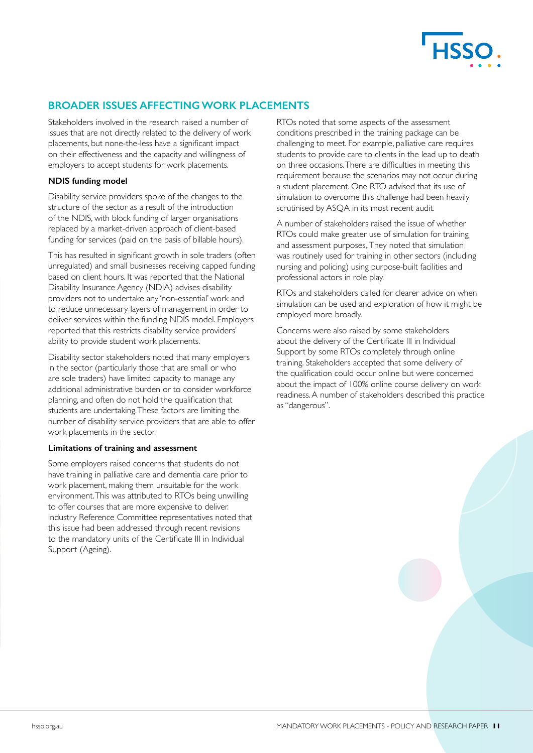## BROADER ISSUES AFFECTING WORK PLACEMENTS

Stakeholders involved in the research raised a number of issues that are not directly related to the delivery of work placements, but none-the-less have a significant impact on their effectiveness and the capacity and willingness of employers to accept students for work placements.

### NDIS funding model

Disability service providers spoke of the changes to the structure of the sector as a result of the introduction of the NDIS, with block funding of larger organisations replaced by a market-driven approach of client-based funding for services (paid on the basis of billable hours).

This has resulted in significant growth in sole traders (often unregulated) and small businesses receiving capped funding based on client hours. It was reported that the National Disability Insurance Agency (NDIA) advises disability providers not to undertake any 'non-essential' work and to reduce unnecessary layers of management in order to deliver services within the funding NDIS model. Employers reported that this restricts disability service providers' ability to provide student work placements.

Disability sector stakeholders noted that many employers in the sector (particularly those that are small or who are sole traders) have limited capacity to manage any additional administrative burden or to consider workforce planning, and often do not hold the qualification that students are undertaking. These factors are limiting the number of disability service providers that are able to offer work placements in the sector.

### Limitations of training and assessment

Some employers raised concerns that students do not have training in palliative care and dementia care prior to work placement, making them unsuitable for the work environment. This was attributed to RTOs being unwilling to offer courses that are more expensive to deliver. Industry Reference Committee representatives noted that this issue had been addressed through recent revisions to the mandatory units of the Certificate III in Individual Support (Ageing).

RTOs noted that some aspects of the assessment conditions prescribed in the training package can be challenging to meet. For example, palliative care requires students to provide care to clients in the lead up to death on three occasions. There are difficulties in meeting this requirement because the scenarios may not occur during a student placement. One RTO advised that its use of simulation to overcome this challenge had been heavily scrutinised by ASQA in its most recent audit.

A number of stakeholders raised the issue of whether RTOs could make greater use of simulation for training and assessment purposes,. They noted that simulation was routinely used for training in other sectors (including nursing and policing) using purpose-built facilities and professional actors in role play.

RTOs and stakeholders called for clearer advice on when simulation can be used and exploration of how it might be employed more broadly.

Concerns were also raised by some stakeholders about the delivery of the Certificate III in Individual Support by some RTOs completely through online training. Stakeholders accepted that some delivery of the qualification could occur online but were concerned about the impact of 100% online course delivery on work readiness. A number of stakeholders described this practice as "dangerous".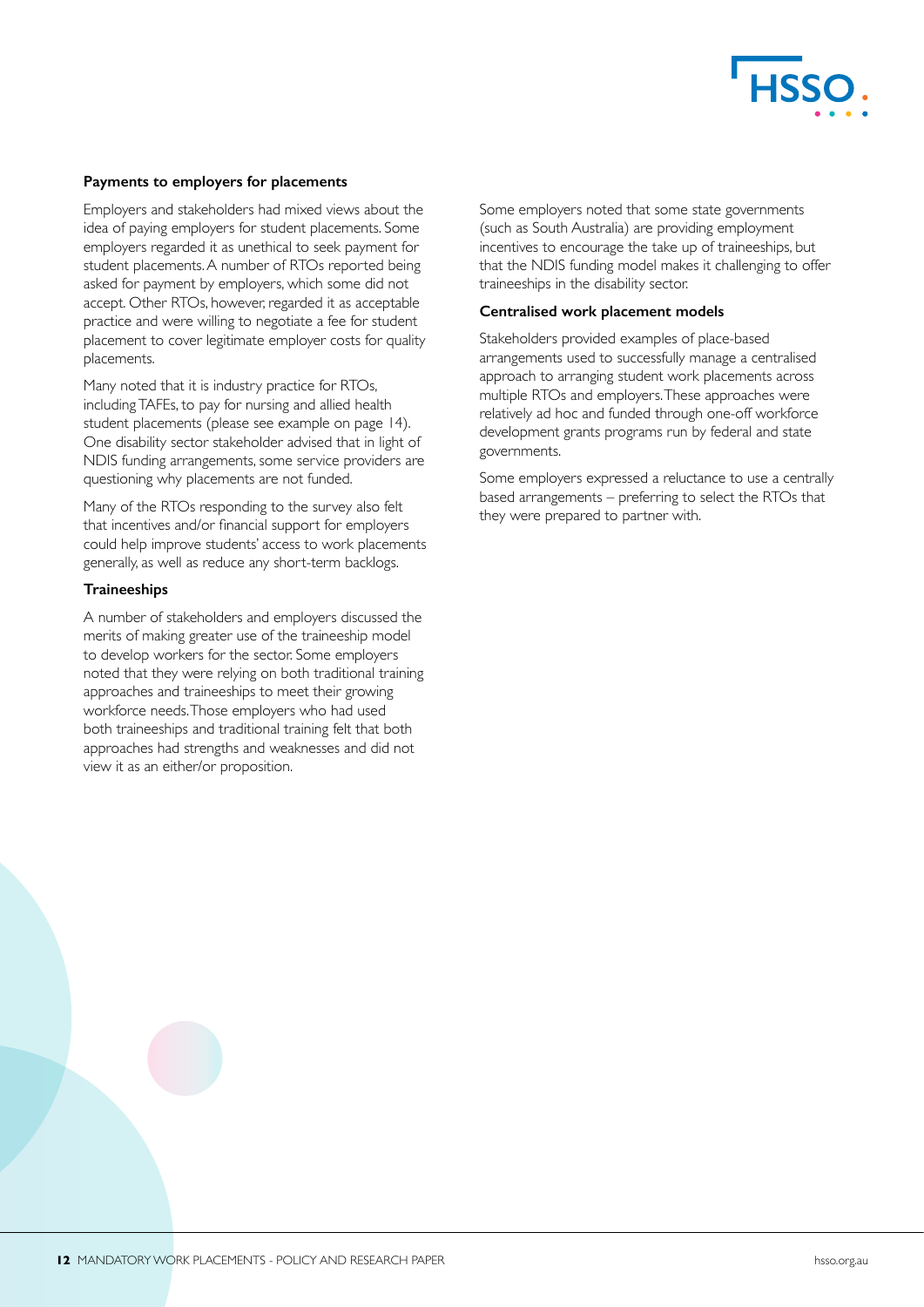### Payments to employers for placements

Employers and stakeholders had mixed views about the idea of paying employers for student placements. Some employers regarded it as unethical to seek payment for student placements. A number of RTOs reported being asked for payment by employers, which some did not accept. Other RTOs, however, regarded it as acceptable practice and were willing to negotiate a fee for student placement to cover legitimate employer costs for quality placements.

Many noted that it is industry practice for RTOs, including TAFEs, to pay for nursing and allied health student placements (please see example on page 14). One disability sector stakeholder advised that in light of NDIS funding arrangements, some service providers are questioning why placements are not funded.

Many of the RTOs responding to the survey also felt that incentives and/or financial support for employers could help improve students' access to work placements generally, as well as reduce any short-term backlogs.

### Traineeships

A number of stakeholders and employers discussed the merits of making greater use of the traineeship model to develop workers for the sector. Some employers noted that they were relying on both traditional training approaches and traineeships to meet their growing workforce needs. Those employers who had used both traineeships and traditional training felt that both approaches had strengths and weaknesses and did not view it as an either/or proposition.

Some employers noted that some state governments (such as South Australia) are providing employment incentives to encourage the take up of traineeships, but that the NDIS funding model makes it challenging to offer traineeships in the disability sector.

### Centralised work placement models

Stakeholders provided examples of place-based arrangements used to successfully manage a centralised approach to arranging student work placements across multiple RTOs and employers. These approaches were relatively ad hoc and funded through one-off workforce development grants programs run by federal and state governments.

Some employers expressed a reluctance to use a centrally based arrangements – preferring to select the RTOs that they were prepared to partner with.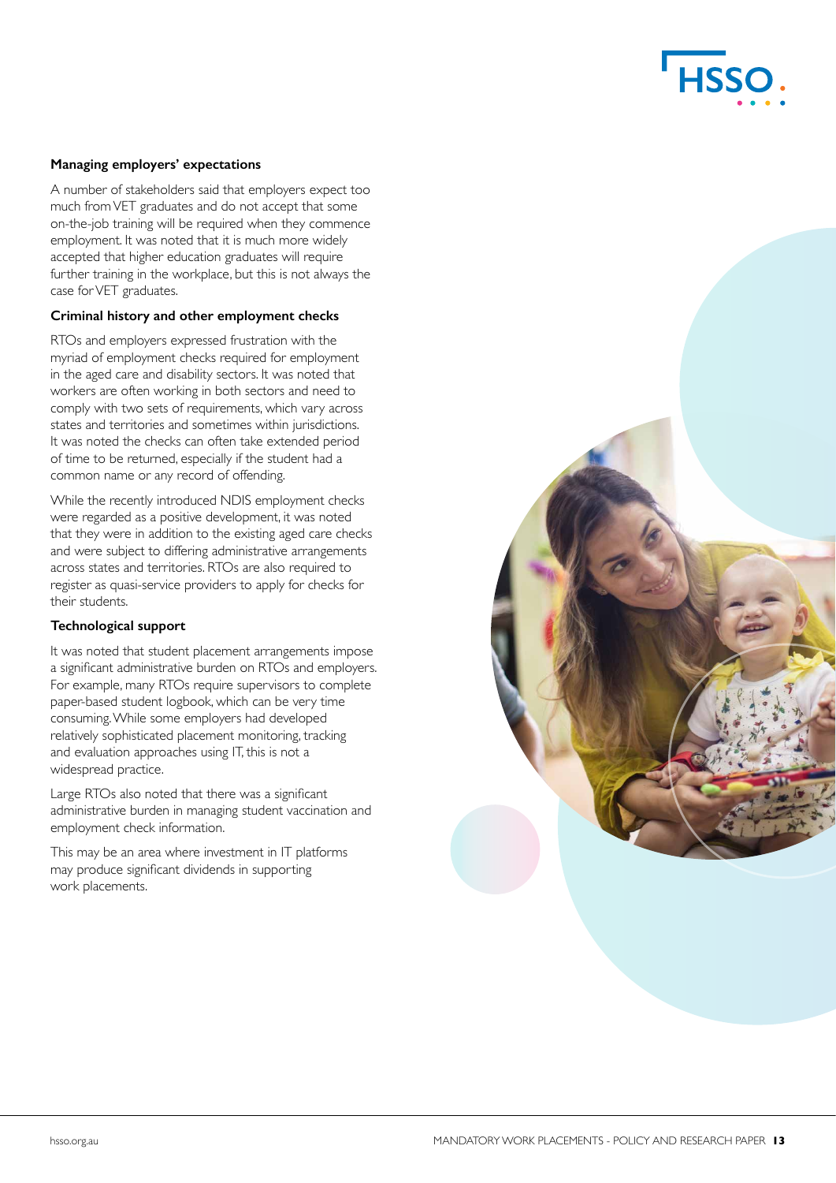### Managing employers' expectations

A number of stakeholders said that employers expect too much from VET graduates and do not accept that some on-the-job training will be required when they commence employment. It was noted that it is much more widely accepted that higher education graduates will require further training in the workplace, but this is not always the case for VET graduates.

### Criminal history and other employment checks

RTOs and employers expressed frustration with the myriad of employment checks required for employment in the aged care and disability sectors. It was noted that workers are often working in both sectors and need to comply with two sets of requirements, which vary across states and territories and sometimes within jurisdictions. It was noted the checks can often take extended period of time to be returned, especially if the student had a common name or any record of offending.

While the recently introduced NDIS employment checks were regarded as a positive development, it was noted that they were in addition to the existing aged care checks and were subject to differing administrative arrangements across states and territories. RTOs are also required to register as quasi-service providers to apply for checks for their students.

### Technological support

It was noted that student placement arrangements impose a significant administrative burden on RTOs and employers. For example, many RTOs require supervisors to complete paper-based student logbook, which can be very time consuming. While some employers had developed relatively sophisticated placement monitoring, tracking and evaluation approaches using IT, this is not a widespread practice.

Large RTOs also noted that there was a significant administrative burden in managing student vaccination and employment check information.

This may be an area where investment in IT platforms may produce significant dividends in supporting work placements.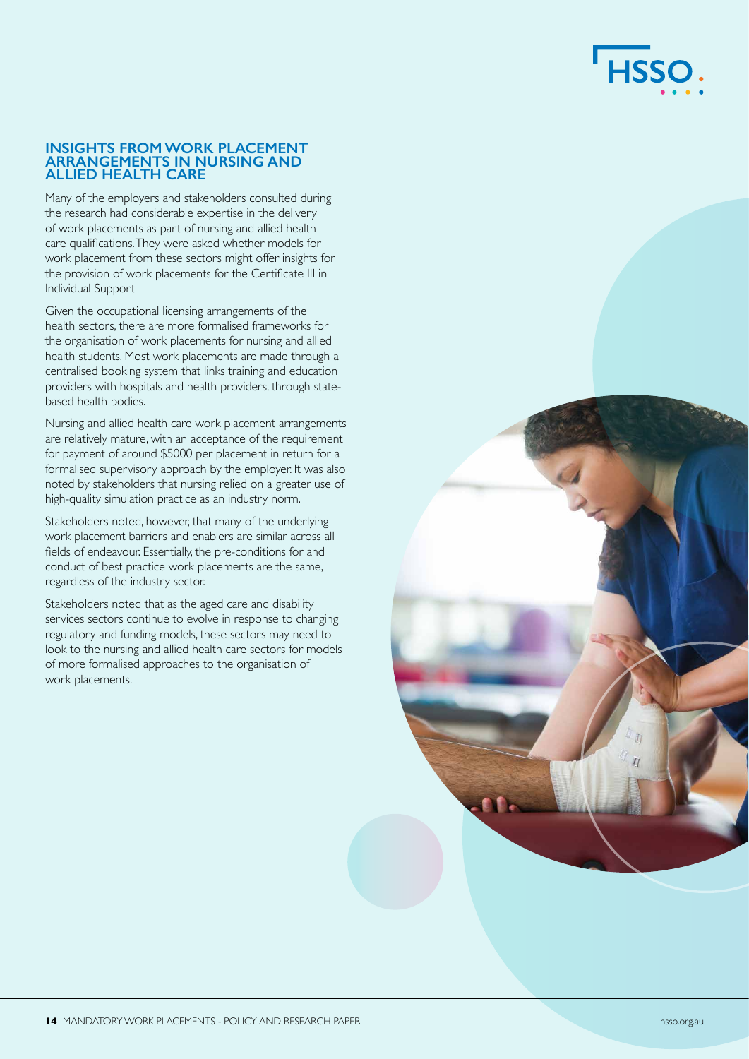## INSIGHTS FROM WORK PLACEMENT ARRANGEMENTS IN NURSING AND ALLIED HEALTH CARE

Many of the employers and stakeholders consulted during the research had considerable expertise in the delivery of work placements as part of nursing and allied health care qualifications. They were asked whether models for work placement from these sectors might offer insights for the provision of work placements for the Certificate III in Individual Support

Given the occupational licensing arrangements of the health sectors, there are more formalised frameworks for the organisation of work placements for nursing and allied health students. Most work placements are made through a centralised booking system that links training and education providers with hospitals and health providers, through state-based health bodies.

Nursing and allied health care work placement arrangements are relatively mature, with an acceptance of the requirement for payment of around $5000 per placement in return for a formalised supervisory approach by the employer. It was also noted by stakeholders that nursing relied on a greater use of high-quality simulation practice as an industry norm.

Stakeholders noted, however, that many of the underlying work placement barriers and enablers are similar across all fields of endeavour. Essentially, the pre-conditions for and conduct of best practice work placements are the same, regardless of the industry sector.

Stakeholders noted that as the aged care and disability services sectors continue to evolve in response to changing regulatory and funding models, these sectors may need to look to the nursing and allied health care sectors for models of more formalised approaches to the organisation of work placements.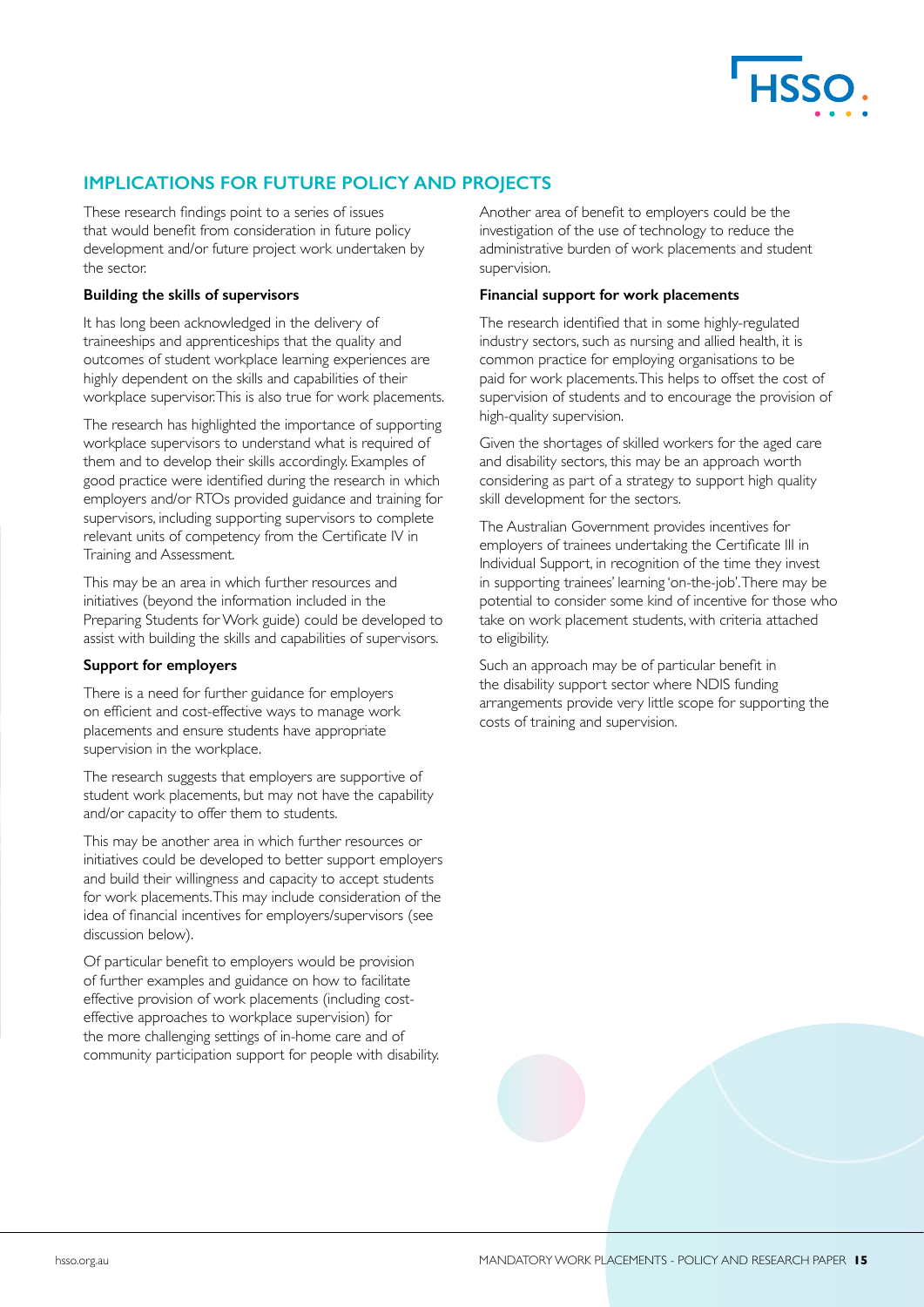## IMPLICATIONS FOR FUTURE POLICY AND PROJECTS

These research findings point to a series of issues that would benefit from consideration in future policy development and/or future project work undertaken by the sector.

**Building the skills of supervisors**

It has long been acknowledged in the delivery of traineeships and apprenticeships that the quality and outcomes of student workplace learning experiences are highly dependent on the skills and capabilities of their workplace supervisor. This is also true for work placements.

The research has highlighted the importance of supporting workplace supervisors to understand what is required of them and to develop their skills accordingly. Examples of good practice were identified during the research in which employers and/or RTOs provided guidance and training for supervisors, including supporting supervisors to complete relevant units of competency from the Certificate IV in Training and Assessment.

This may be an area in which further resources and initiatives (beyond the information included in the Preparing Students for Work guide) could be developed to assist with building the skills and capabilities of supervisors.

**Support for employers**

There is a need for further guidance for employers on efficient and cost-effective ways to manage work placements and ensure students have appropriate supervision in the workplace.

The research suggests that employers are supportive of student work placements, but may not have the capability and/or capacity to offer them to students.

This may be another area in which further resources or initiatives could be developed to better support employers and build their willingness and capacity to accept students for work placements. This may include consideration of the idea of financial incentives for employers/supervisors (see discussion below).

Of particular benefit to employers would be provision of further examples and guidance on how to facilitate effective provision of work placements (including cost-effective approaches to workplace supervision) for the more challenging settings of in-home care and of community participation support for people with disability.

Another area of benefit to employers could be the investigation of the use of technology to reduce the administrative burden of work placements and student supervision.

**Financial support for work placements**

The research identified that in some highly-regulated industry sectors, such as nursing and allied health, it is common practice for employing organisations to be paid for work placements. This helps to offset the cost of supervision of students and to encourage the provision of high-quality supervision.

Given the shortages of skilled workers for the aged care and disability sectors, this may be an approach worth considering as part of a strategy to support high quality skill development for the sectors.

The Australian Government provides incentives for employers of trainees undertaking the Certificate III in Individual Support, in recognition of the time they invest in supporting trainees' learning 'on-the-job'. There may be potential to consider some kind of incentive for those who take on work placement students, with criteria attached to eligibility.

Such an approach may be of particular benefit in the disability support sector where NDIS funding arrangements provide very little scope for supporting the costs of training and supervision.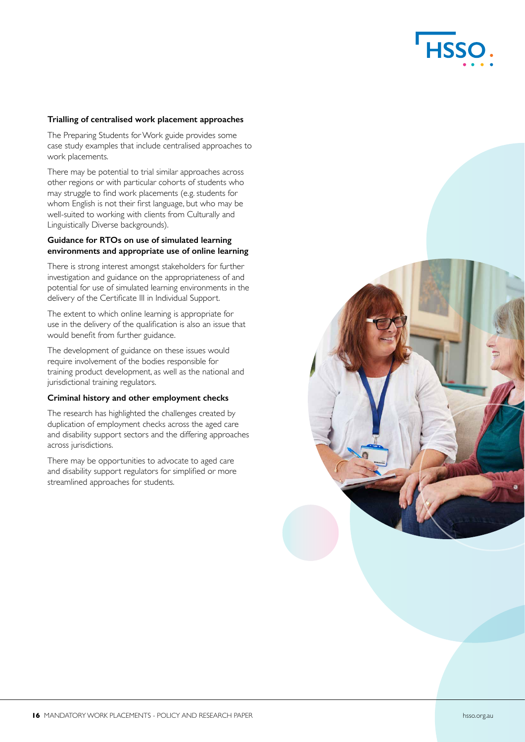### Trialling of centralised work placement approaches

The Preparing Students for Work guide provides some case study examples that include centralised approaches to work placements.

There may be potential to trial similar approaches across other regions or with particular cohorts of students who may struggle to find work placements (e.g. students for whom English is not their first language, but who may be well-suited to working with clients from Culturally and Linguistically Diverse backgrounds).

### Guidance for RTOs on use of simulated learning environments and appropriate use of online learning

There is strong interest amongst stakeholders for further investigation and guidance on the appropriateness of and potential for use of simulated learning environments in the delivery of the Certificate III in Individual Support.

The extent to which online learning is appropriate for use in the delivery of the qualification is also an issue that would benefit from further guidance.

The development of guidance on these issues would require involvement of the bodies responsible for training product development, as well as the national and jurisdictional training regulators.

### Criminal history and other employment checks

The research has highlighted the challenges created by duplication of employment checks across the aged care and disability support sectors and the differing approaches across jurisdictions.

There may be opportunities to advocate to aged care and disability support regulators for simplified or more streamlined approaches for students.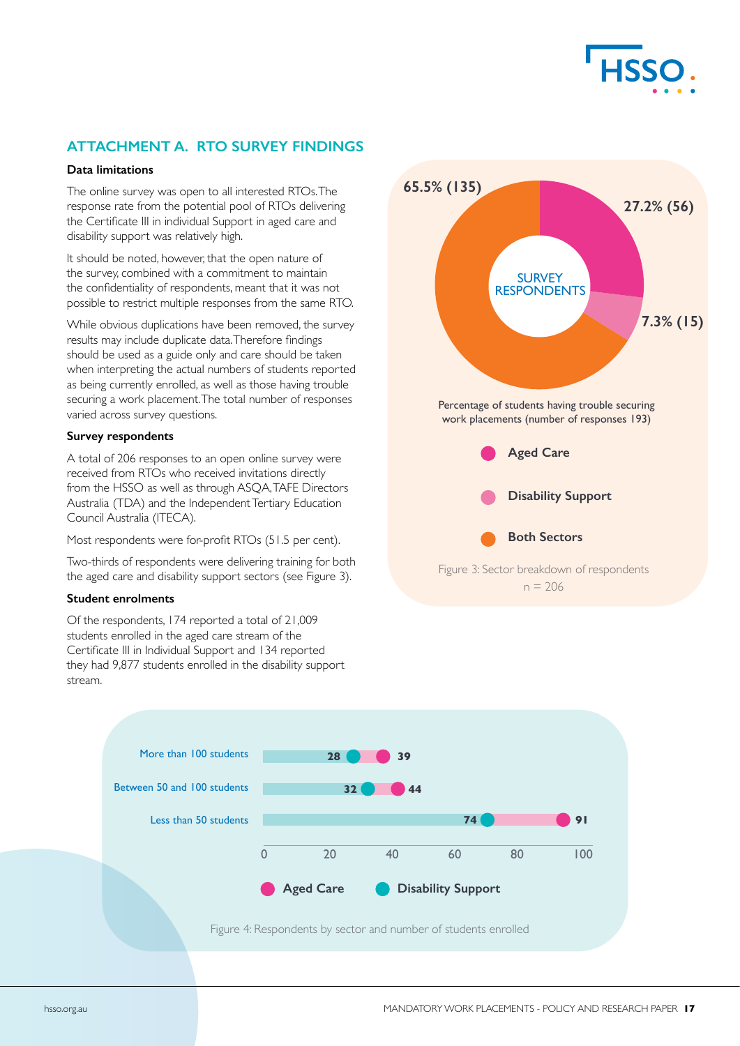## ATTACHMENT A. RTO SURVEY FINDINGS

### Data limitations

The online survey was open to all interested RTOs. The response rate from the potential pool of RTOs delivering the Certificate III in individual Support in aged care and disability support was relatively high.

It should be noted, however, that the open nature of the survey, combined with a commitment to maintain the confidentiality of respondents, meant that it was not possible to restrict multiple responses from the same RTO.

While obvious duplications have been removed, the survey results may include duplicate data. Therefore findings should be used as a guide only and care should be taken when interpreting the actual numbers of students reported as being currently enrolled, as well as those having trouble securing a work placement. The total number of responses varied across survey questions.

### Survey respondents

A total of 206 responses to an open online survey were received from RTOs who received invitations directly from the HSSO as well as through ASQA, TAFE Directors Australia (TDA) and the Independent Tertiary Education Council Australia (ITECA).

Most respondents were for-profit RTOs (51.5 per cent).

Two-thirds of respondents were delivering training for both the aged care and disability support sectors (see Figure 3).

### Student enrolments

Of the respondents, 174 reported a total of 21,009 students enrolled in the aged care stream of the Certificate III in Individual Support and 134 reported they had 9,877 students enrolled in the disability support stream.

SURVEY RESPONDENTS

| Sector | Percentage (number) |
|---|---|
| Aged Care | 27.2% (56) |
| Disability Support | 7.3% (15) |
| Both Sectors | 65.5% (135) |

Percentage of students having trouble securing work placements (number of responses 193)

Figure 3: Sector breakdown of respondents
n = 206

| | Aged Care | Disability Support |
|---|---|---|
| More than 100 students | 39 | 28 |
| Between 50 and 100 students | 44 | 32 |
| Less than 50 students | 91 | 74 |

Figure 4: Respondents by sector and number of students enrolled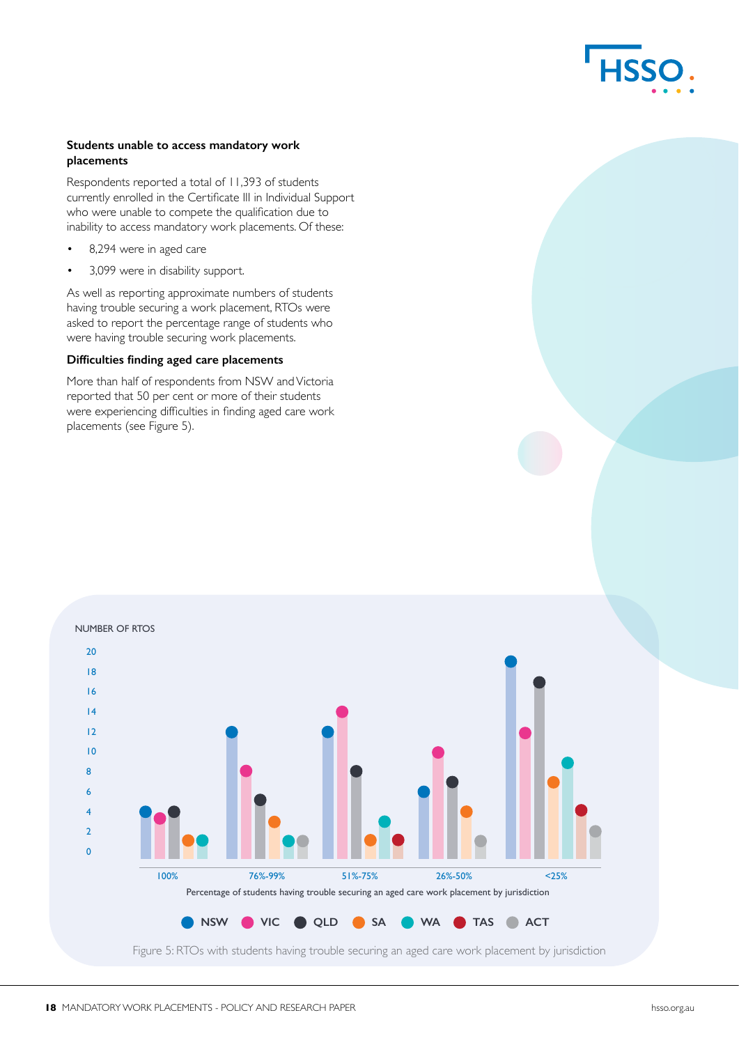### Students unable to access mandatory work placements

Respondents reported a total of 11,393 of students currently enrolled in the Certificate III in Individual Support who were unable to compete the qualification due to inability to access mandatory work placements. Of these:

- 8,294 were in aged care
- 3,099 were in disability support.

As well as reporting approximate numbers of students having trouble securing a work placement, RTOs were asked to report the percentage range of students who were having trouble securing work placements.

### Difficulties finding aged care placements

More than half of respondents from NSW and Victoria reported that 50 per cent or more of their students were experiencing difficulties in finding aged care work placements (see Figure 5).

NUMBER OF RTOS

| Percentage of students having trouble securing an aged care work placement by jurisdiction | NSW | VIC | QLD | SA | WA | TAS | ACT |
|---|---|---|---|---|---|---|---|
| 100% | 4 | 3 | 4 | 1 | 1 | | |
| 76%-99% | 12 | 8 | 5 | 3 | 1 | | 1 |
| 51%-75% | 12 | 14 | 8 | 1 | 3 | 1 | |
| 26%-50% | 6 | 10 | 7 | 4 | | | 1 |
| <25% | 19 | 12 | 17 | 7 | 9 | 4 | 2 |

Figure 5: RTOs with students having trouble securing an aged care work placement by jurisdiction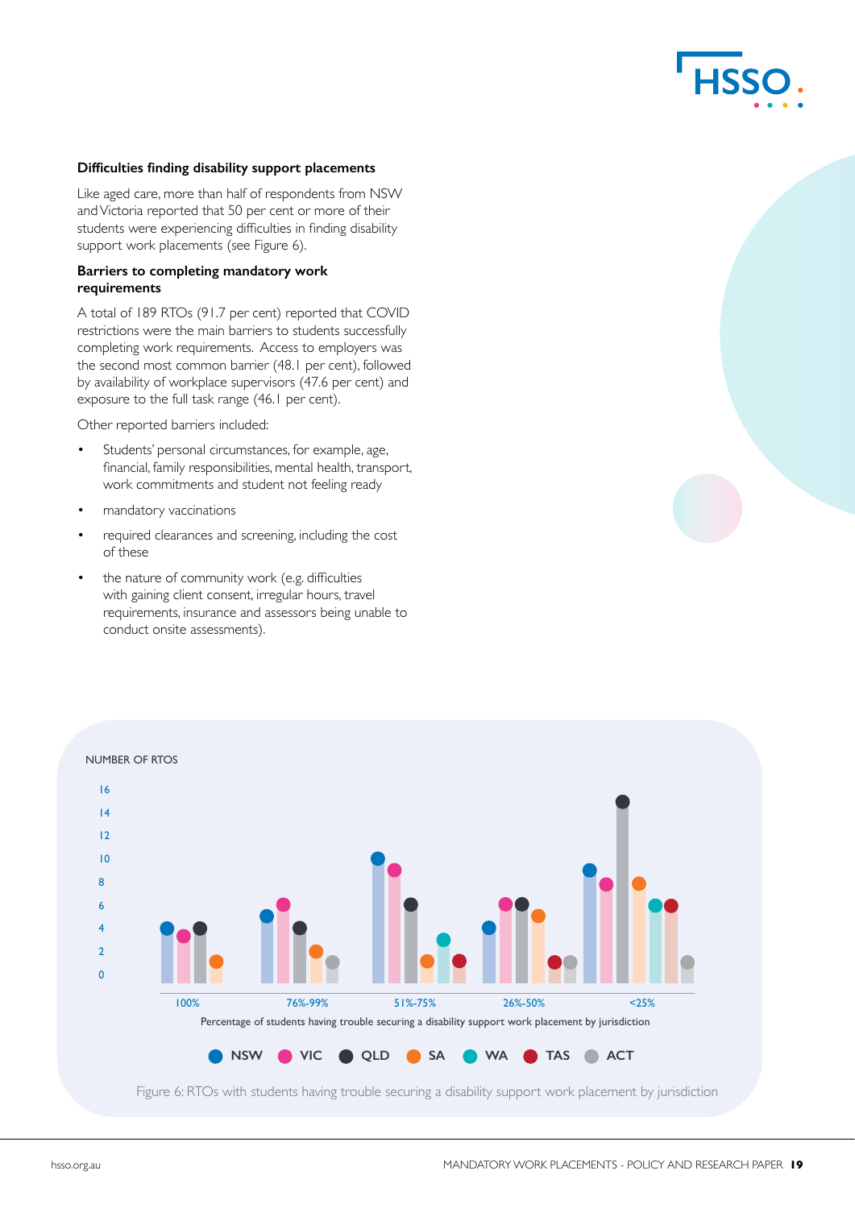### Difficulties finding disability support placements

Like aged care, more than half of respondents from NSW and Victoria reported that 50 per cent or more of their students were experiencing difficulties in finding disability support work placements (see Figure 6).

### Barriers to completing mandatory work requirements

A total of 189 RTOs (91.7 per cent) reported that COVID restrictions were the main barriers to students successfully completing work requirements. Access to employers was the second most common barrier (48.1 per cent), followed by availability of workplace supervisors (47.6 per cent) and exposure to the full task range (46.1 per cent).

Other reported barriers included:

- Students' personal circumstances, for example, age, financial, family responsibilities, mental health, transport, work commitments and student not feeling ready
- mandatory vaccinations
- required clearances and screening, including the cost of these
- the nature of community work (e.g. difficulties with gaining client consent, irregular hours, travel requirements, insurance and assessors being unable to conduct onsite assessments).

NUMBER OF RTOS

| Percentage of students having trouble securing a disability support work placement by jurisdiction | NSW | VIC | QLD | SA | WA | TAS | ACT |
|---|---|---|---|---|---|---|---|
| 100% | 4 | 3 | 4 | 1 | | | |
| 76%-99% | 5 | 6 | 4 | 2 | | | 1 |
| 51%-75% | 10 | 9 | 6 | 1 | 3 | 1 | |
| 26%-50% | 4 | 6 | 6 | 5 | | 1 | 1 |
| <25% | 9 | 8 | 16 | 8 | 6 | 6 | 1 |

Figure 6: RTOs with students having trouble securing a disability support work placement by jurisdiction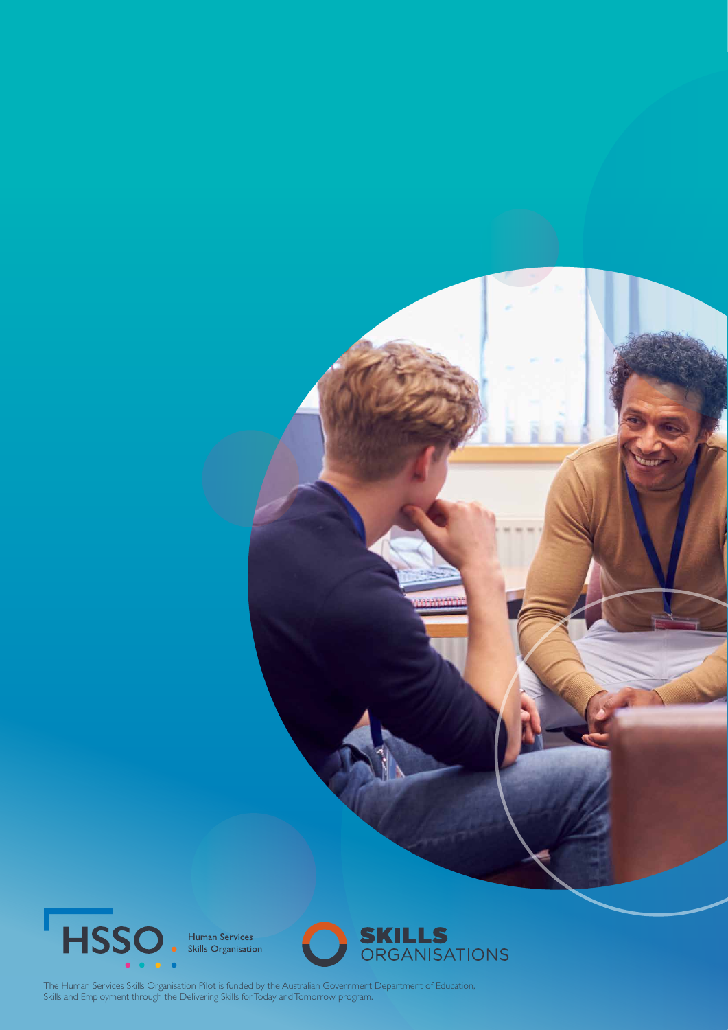HSSO Human Services Skills Organisation

SKILLS ORGANISATIONS

The Human Services Skills Organisation Pilot is funded by the Australian Government Department of Education, Skills and Employment through the Delivering Skills for Today and Tomorrow program.